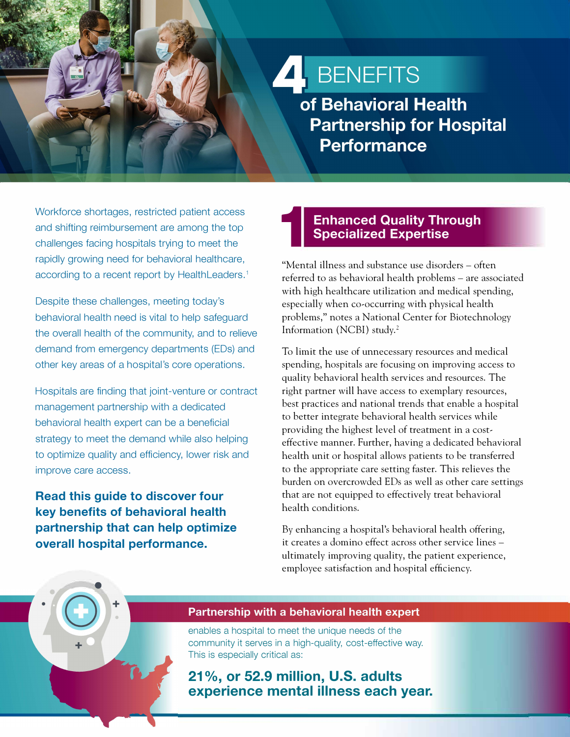# 4 BENEFITS of Behavioral Health Partnership for Hospital Performance

Workforce shortages, restricted patient access and shifting reimbursement are among the top challenges facing hospitals trying to meet the rapidly growing need for behavioral healthcare, according to a recent report by HealthLeaders.[1]

Despite these challenges, meeting today's behavioral health need is vital to help safeguard the overall health of the community, and to relieve demand from emergency departments (EDs) and other key areas of a hospital's core operations.

Hospitals are finding that joint-venture or contract management partnership with a dedicated behavioral health expert can be a beneficial strategy to meet the demand while also helping to optimize quality and efficiency, lower risk and improve care access.

**Read this guide to discover four key benefits of behavioral health partnership that can help optimize overall hospital performance.**

## 1 Enhanced Quality Through Specialized Expertise

"Mental illness and substance use disorders – often referred to as behavioral health problems – are associated with high healthcare utilization and medical spending, especially when co-occurring with physical health problems," notes a National Center for Biotechnology Information (NCBI) study.[2]

To limit the use of unnecessary resources and medical spending, hospitals are focusing on improving access to quality behavioral health services and resources. The right partner will have access to exemplary resources, best practices and national trends that enable a hospital to better integrate behavioral health services while providing the highest level of treatment in a cost-effective manner. Further, having a dedicated behavioral health unit or hospital allows patients to be transferred to the appropriate care setting faster. This relieves the burden on overcrowded EDs as well as other care settings that are not equipped to effectively treat behavioral health conditions.

By enhancing a hospital's behavioral health offering, it creates a domino effect across other service lines – ultimately improving quality, the patient experience, employee satisfaction and hospital efficiency.

**Partnership with a behavioral health expert**

enables a hospital to meet the unique needs of the community it serves in a high-quality, cost-effective way. This is especially critical as:

**21%, or 52.9 million, U.S. adults experience mental illness each year.**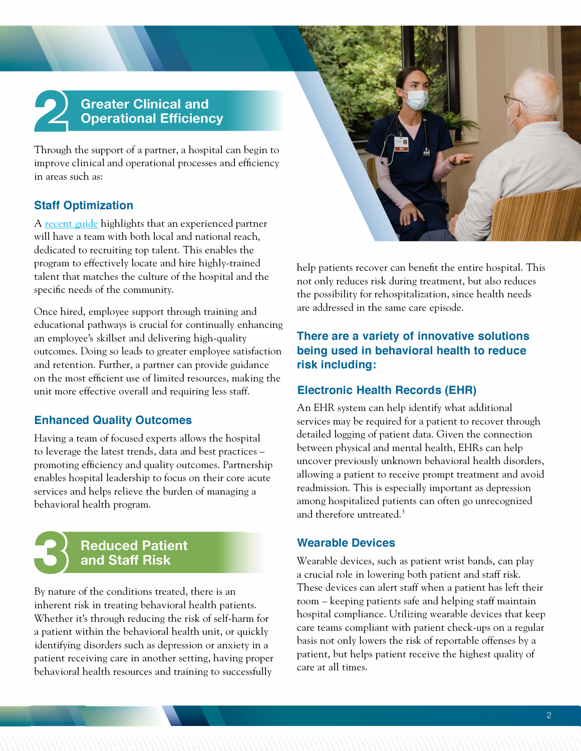## 2 Greater Clinical and Operational Efficiency

Through the support of a partner, a hospital can begin to improve clinical and operational processes and efficiency in areas such as:

### Staff Optimization

A recent guide highlights that an experienced partner will have a team with both local and national reach, dedicated to recruiting top talent. This enables the program to effectively locate and hire highly-trained talent that matches the culture of the hospital and the specific needs of the community.

Once hired, employee support through training and educational pathways is crucial for continually enhancing an employee's skillset and delivering high-quality outcomes. Doing so leads to greater employee satisfaction and retention. Further, a partner can provide guidance on the most efficient use of limited resources, making the unit more effective overall and requiring less staff.

### Enhanced Quality Outcomes

Having a team of focused experts allows the hospital to leverage the latest trends, data and best practices – promoting efficiency and quality outcomes. Partnership enables hospital leadership to focus on their core acute services and helps relieve the burden of managing a behavioral health program.

## 3 Reduced Patient and Staff Risk

By nature of the conditions treated, there is an inherent risk in treating behavioral health patients. Whether it's through reducing the risk of self-harm for a patient within the behavioral health unit, or quickly identifying disorders such as depression or anxiety in a patient receiving care in another setting, having proper behavioral health resources and training to successfully help patients recover can benefit the entire hospital. This not only reduces risk during treatment, but also reduces the possibility for rehospitalization, since health needs are addressed in the same care episode.

### There are a variety of innovative solutions being used in behavioral health to reduce risk including:

### Electronic Health Records (EHR)

An EHR system can help identify what additional services may be required for a patient to recover through detailed logging of patient data. Given the connection between physical and mental health, EHRs can help uncover previously unknown behavioral health disorders, allowing a patient to receive prompt treatment and avoid readmission. This is especially important as depression among hospitalized patients can often go unrecognized and therefore untreated.[3]

### Wearable Devices

Wearable devices, such as patient wrist bands, can play a crucial role in lowering both patient and staff risk. These devices can alert staff when a patient has left their room – keeping patients safe and helping staff maintain hospital compliance. Utilizing wearable devices that keep care teams compliant with patient check-ups on a regular basis not only lowers the risk of reportable offenses by a patient, but helps patient receive the highest quality of care at all times.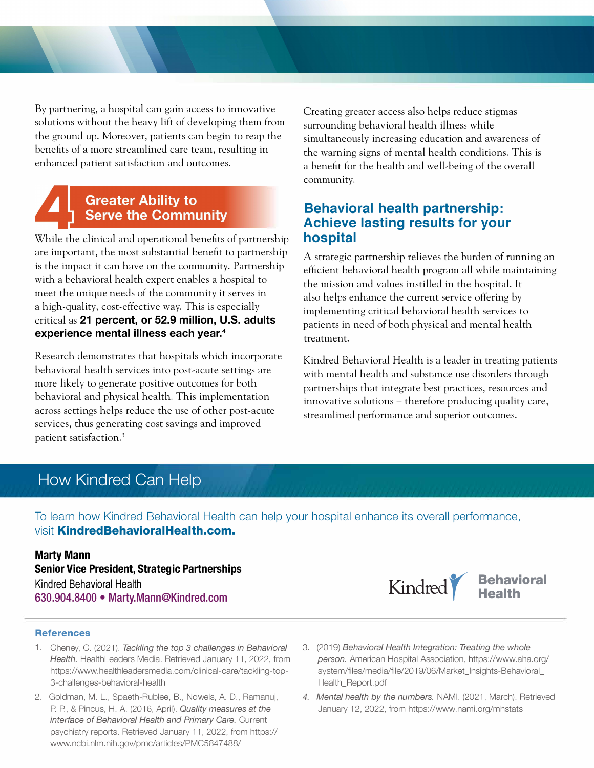By partnering, a hospital can gain access to innovative solutions without the heavy lift of developing them from the ground up. Moreover, patients can begin to reap the benefits of a more streamlined care team, resulting in enhanced patient satisfaction and outcomes.

## 4 Greater Ability to Serve the Community

While the clinical and operational benefits of partnership are important, the most substantial benefit to partnership is the impact it can have on the community. Partnership with a behavioral health expert enables a hospital to meet the unique needs of the community it serves in a high-quality, cost-effective way. This is especially critical as **21 percent, or 52.9 million, U.S. adults experience mental illness each year.**[4]

Research demonstrates that hospitals which incorporate behavioral health services into post-acute settings are more likely to generate positive outcomes for both behavioral and physical health. This implementation across settings helps reduce the use of other post-acute services, thus generating cost savings and improved patient satisfaction.[3]

Creating greater access also helps reduce stigmas surrounding behavioral health illness while simultaneously increasing education and awareness of the warning signs of mental health conditions. This is a benefit for the health and well-being of the overall community.

## Behavioral health partnership: Achieve lasting results for your hospital

A strategic partnership relieves the burden of running an efficient behavioral health program all while maintaining the mission and values instilled in the hospital. It also helps enhance the current service offering by implementing critical behavioral health services to patients in need of both physical and mental health treatment.

Kindred Behavioral Health is a leader in treating patients with mental health and substance use disorders through partnerships that integrate best practices, resources and innovative solutions – therefore producing quality care, streamlined performance and superior outcomes.

## How Kindred Can Help

To learn how Kindred Behavioral Health can help your hospital enhance its overall performance, visit **KindredBehavioralHealth.com.**

**Marty Mann**
**Senior Vice President, Strategic Partnerships**
Kindred Behavioral Health
630.904.8400 • Marty.Mann@Kindred.com

Kindred Behavioral Health

### References

1. Cheney, C. (2021). *Tackling the top 3 challenges in Behavioral Health.* HealthLeaders Media. Retrieved January 11, 2022, from https://www.healthleadersmedia.com/clinical-care/tackling-top-3-challenges-behavioral-health
2. Goldman, M. L., Spaeth-Rublee, B., Nowels, A. D., Ramanuj, P. P., & Pincus, H. A. (2016, April). *Quality measures at the interface of Behavioral Health and Primary Care.* Current psychiatry reports. Retrieved January 11, 2022, from https://www.ncbi.nlm.nih.gov/pmc/articles/PMC5847488/
3. (2019) *Behavioral Health Integration: Treating the whole person.* American Hospital Association, https://www.aha.org/system/files/media/file/2019/06/Market_Insights-Behavioral_Health_Report.pdf
4. *Mental health by the numbers.* NAMI. (2021, March). Retrieved January 12, 2022, from https://www.nami.org/mhstats